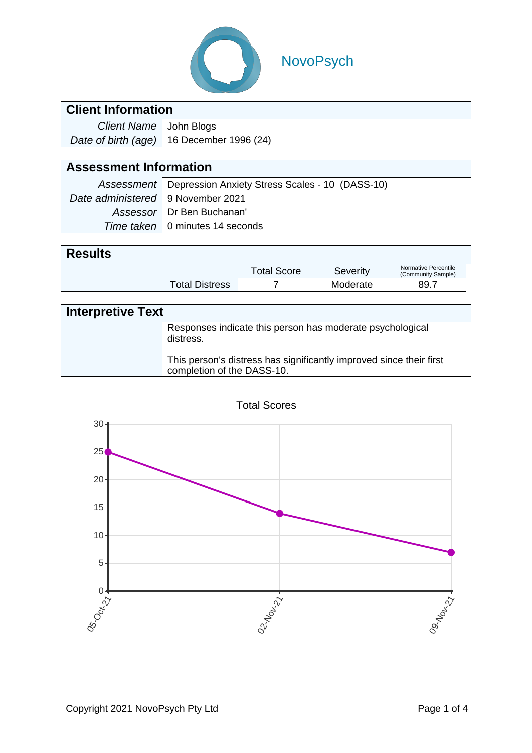NovoPsych

## Client Information

| | |
|---|---|
| *Client Name* | John Blogs |
| *Date of birth (age)* | 16 December 1996 (24) |

## Assessment Information

| | |
|---|---|
| *Assessment* | Depression Anxiety Stress Scales - 10 (DASS-10) |
| *Date administered* | 9 November 2021 |
| *Assessor* | Dr Ben Buchanan' |
| *Time taken* | 0 minutes 14 seconds |

## Results

| | Total Score | Severity | Normative Percentile (Community Sample) |
|---|---|---|---|
| Total Distress | 7 | Moderate | 89.7 |

## Interpretive Text

Responses indicate this person has moderate psychological distress.

This person's distress has significantly improved since their first completion of the DASS-10.

Total Scores

| Date | Total Score |
|---|---|
| 05-Oct-21 | 25 |
| 02-Nov-21 | 14 |
| 09-Nov-21 | 7 |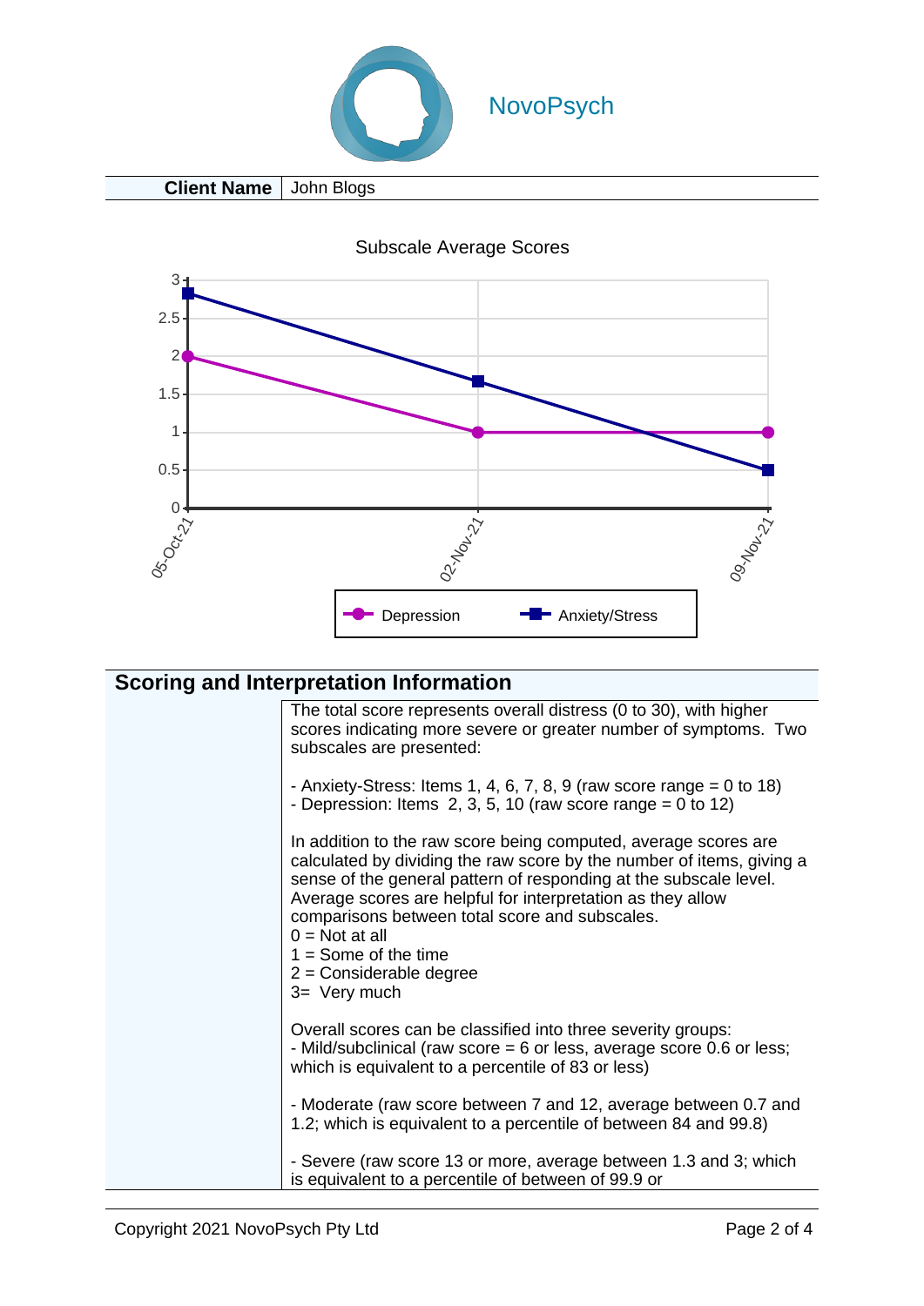NovoPsych

| Client Name | John Blogs |
|---|---|

Subscale Average Scores

| Date | Depression | Anxiety/Stress |
|---|---|---|
| 05-Oct-21 | 2 | 2.83 |
| 02-Nov-21 | 1 | 1.67 |
| 09-Nov-21 | 1 | 0.5 |

## Scoring and Interpretation Information

The total score represents overall distress (0 to 30), with higher scores indicating more severe or greater number of symptoms. Two subscales are presented:

- Anxiety-Stress: Items 1, 4, 6, 7, 8, 9 (raw score range = 0 to 18)
- Depression: Items 2, 3, 5, 10 (raw score range = 0 to 12)

In addition to the raw score being computed, average scores are calculated by dividing the raw score by the number of items, giving a sense of the general pattern of responding at the subscale level. Average scores are helpful for interpretation as they allow comparisons between total score and subscales.
0 = Not at all
1 = Some of the time
2 = Considerable degree
3= Very much

Overall scores can be classified into three severity groups:
- Mild/subclinical (raw score = 6 or less, average score 0.6 or less; which is equivalent to a percentile of 83 or less)

- Moderate (raw score between 7 and 12, average between 0.7 and 1.2; which is equivalent to a percentile of between 84 and 99.8)

- Severe (raw score 13 or more, average between 1.3 and 3; which is equivalent to a percentile of between of 99.9 or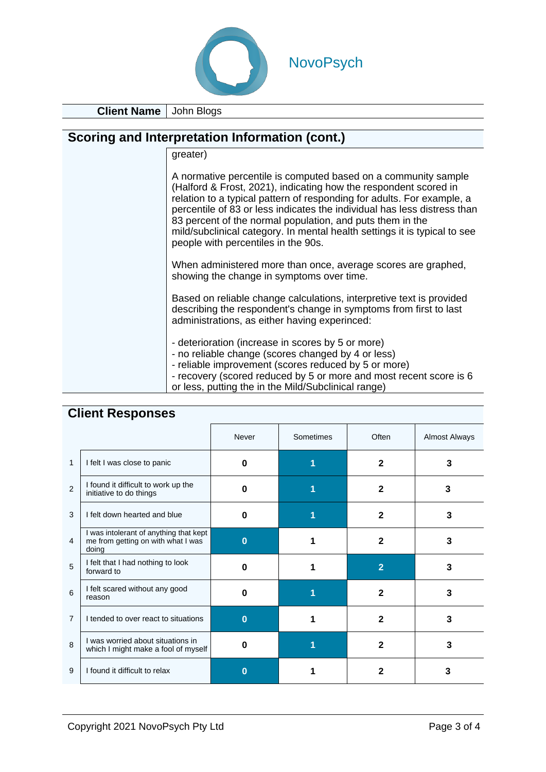NovoPsych

| **Client Name** | John Blogs |
|---|---|

## Scoring and Interpretation Information (cont.)

greater)

A normative percentile is computed based on a community sample (Halford & Frost, 2021), indicating how the respondent scored in relation to a typical pattern of responding for adults. For example, a percentile of 83 or less indicates the individual has less distress than 83 percent of the normal population, and puts them in the mild/subclinical category. In mental health settings it is typical to see people with percentiles in the 90s.

When administered more than once, average scores are graphed, showing the change in symptoms over time.

Based on reliable change calculations, interpretive text is provided describing the respondent's change in symptoms from first to last administrations, as either having experinced:

- deterioration (increase in scores by 5 or more)
- no reliable change (scores changed by 4 or less)
- reliable improvement (scores reduced by 5 or more)
- recovery (scored reduced by 5 or more and most recent score is 6 or less, putting the in the Mild/Subclinical range)

## Client Responses

| | | Never | Sometimes | Often | Almost Always |
|---|---|---|---|---|---|
| 1 | I felt I was close to panic | 0 | **1** | 2 | 3 |
| 2 | I found it difficult to work up the initiative to do things | 0 | **1** | 2 | 3 |
| 3 | I felt down hearted and blue | 0 | **1** | 2 | 3 |
| 4 | I was intolerant of anything that kept me from getting on with what I was doing | **0** | 1 | 2 | 3 |
| 5 | I felt that I had nothing to look forward to | 0 | 1 | **2** | 3 |
| 6 | I felt scared without any good reason | 0 | **1** | 2 | 3 |
| 7 | I tended to over react to situations | **0** | 1 | 2 | 3 |
| 8 | I was worried about situations in which I might make a fool of myself | 0 | **1** | 2 | 3 |
| 9 | I found it difficult to relax | **0** | 1 | 2 | 3 |

Copyright 2021 NovoPsych Pty Ltd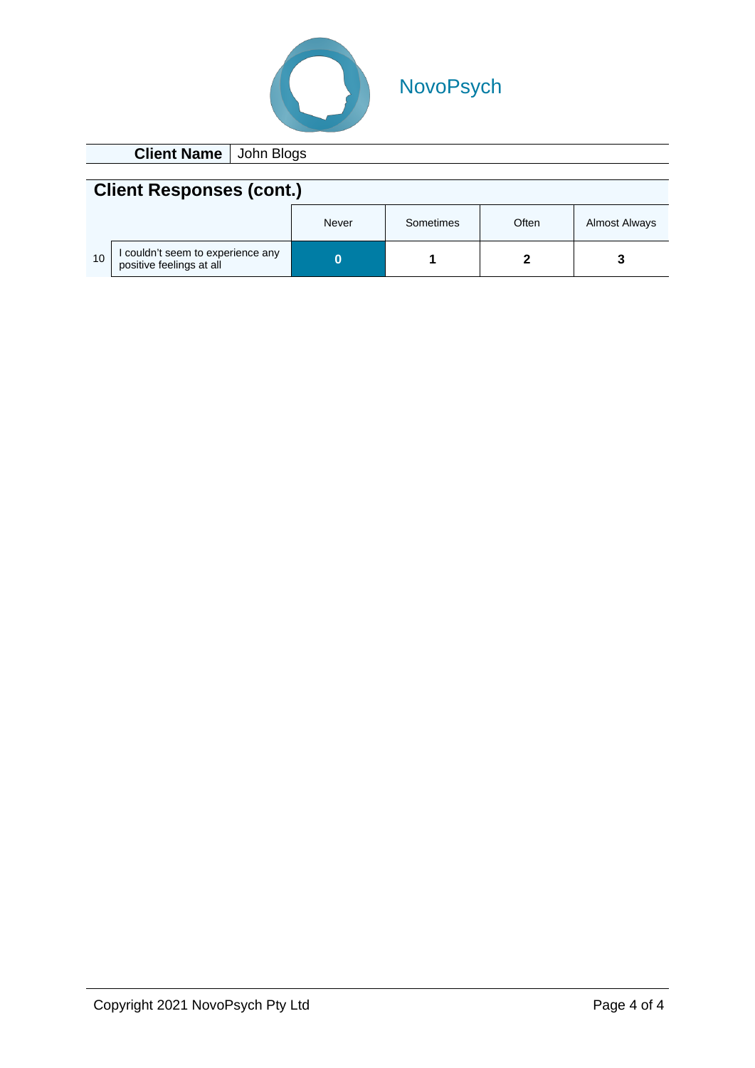NovoPsych

**Client Name** | John Blogs

## Client Responses (cont.)

| | | Never | Sometimes | Often | Almost Always |
|---|---|---|---|---|---|
| 10 | I couldn't seem to experience any positive feelings at all | **0** | **1** | **2** | **3** |

Copyright 2021 NovoPsych Pty Ltd